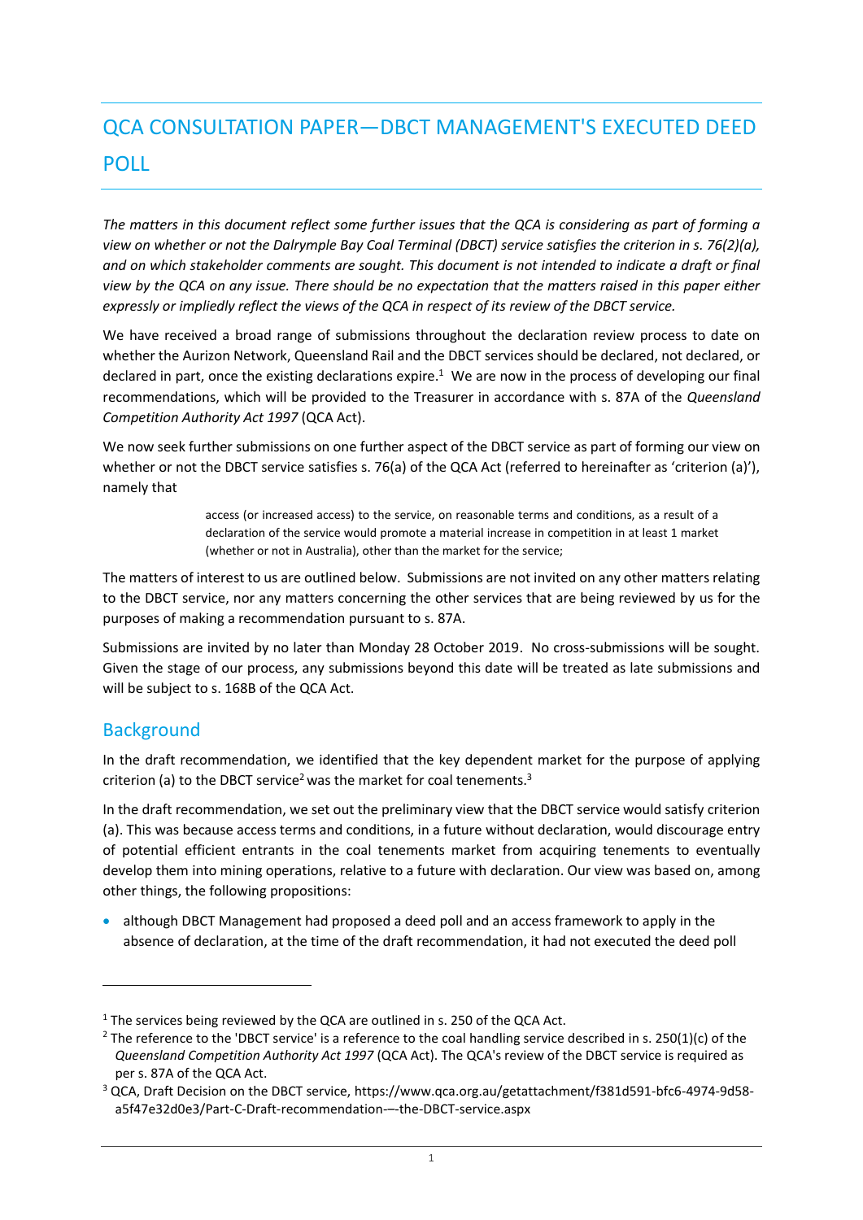# QCA CONSULTATION PAPER—DBCT MANAGEMENT'S EXECUTED DEED POLL

*The matters in this document reflect some further issues that the QCA is considering as part of forming a view on whether or not the Dalrymple Bay Coal Terminal (DBCT) service satisfies the criterion in s. 76(2)(a), and on which stakeholder comments are sought. This document is not intended to indicate a draft or final view by the QCA on any issue. There should be no expectation that the matters raised in this paper either expressly or impliedly reflect the views of the QCA in respect of its review of the DBCT service.*

We have received a broad range of submissions throughout the declaration review process to date on whether the Aurizon Network, Queensland Rail and the DBCT services should be declared, not declared, or declared in part, once the existing declarations expire.[1] We are now in the process of developing our final recommendations, which will be provided to the Treasurer in accordance with s. 87A of the *Queensland Competition Authority Act 1997* (QCA Act).

We now seek further submissions on one further aspect of the DBCT service as part of forming our view on whether or not the DBCT service satisfies s. 76(a) of the QCA Act (referred to hereinafter as 'criterion (a)'), namely that

> access (or increased access) to the service, on reasonable terms and conditions, as a result of a declaration of the service would promote a material increase in competition in at least 1 market (whether or not in Australia), other than the market for the service;

The matters of interest to us are outlined below. Submissions are not invited on any other matters relating to the DBCT service, nor any matters concerning the other services that are being reviewed by us for the purposes of making a recommendation pursuant to s. 87A.

Submissions are invited by no later than Monday 28 October 2019. No cross-submissions will be sought. Given the stage of our process, any submissions beyond this date will be treated as late submissions and will be subject to s. 168B of the QCA Act.

## Background

In the draft recommendation, we identified that the key dependent market for the purpose of applying criterion (a) to the DBCT service[2] was the market for coal tenements.[3]

In the draft recommendation, we set out the preliminary view that the DBCT service would satisfy criterion (a). This was because access terms and conditions, in a future without declaration, would discourage entry of potential efficient entrants in the coal tenements market from acquiring tenements to eventually develop them into mining operations, relative to a future with declaration. Our view was based on, among other things, the following propositions:

- although DBCT Management had proposed a deed poll and an access framework to apply in the absence of declaration, at the time of the draft recommendation, it had not executed the deed poll

---

[1] The services being reviewed by the QCA are outlined in s. 250 of the QCA Act.

[2] The reference to the 'DBCT service' is a reference to the coal handling service described in s. 250(1)(c) of the *Queensland Competition Authority Act 1997* (QCA Act). The QCA's review of the DBCT service is required as per s. 87A of the QCA Act.

[3] QCA, Draft Decision on the DBCT service, https://www.qca.org.au/getattachment/f381d591-bfc6-4974-9d58-a5f47e32d0e3/Part-C-Draft-recommendation-–-the-DBCT-service.aspx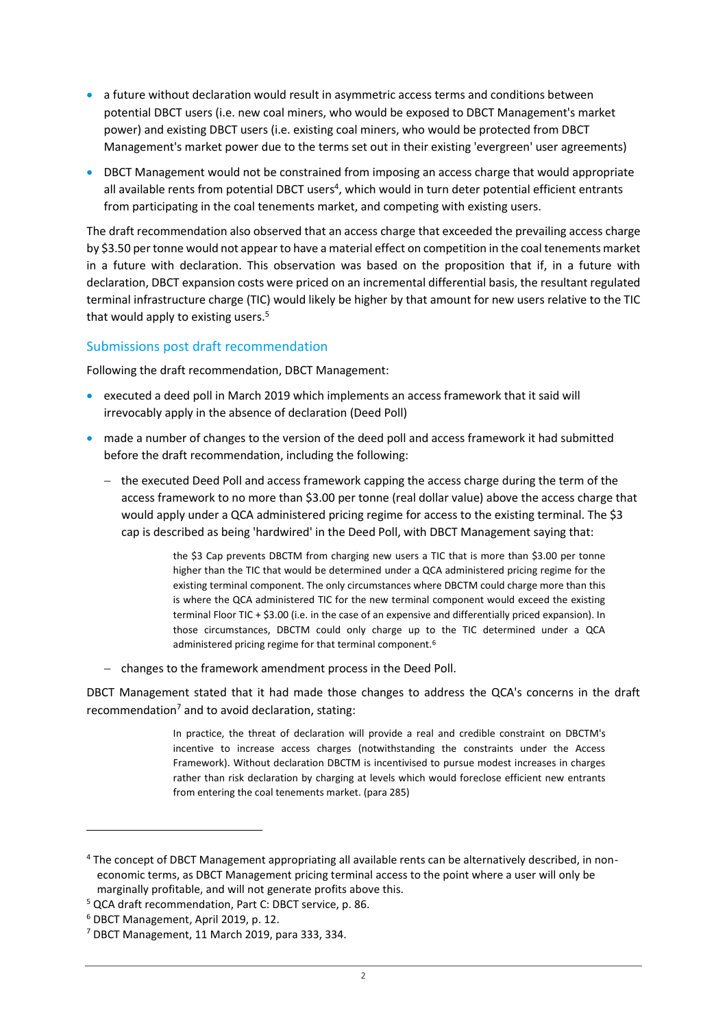- a future without declaration would result in asymmetric access terms and conditions between potential DBCT users (i.e. new coal miners, who would be exposed to DBCT Management's market power) and existing DBCT users (i.e. existing coal miners, who would be protected from DBCT Management's market power due to the terms set out in their existing 'evergreen' user agreements)
- DBCT Management would not be constrained from imposing an access charge that would appropriate all available rents from potential DBCT users[4], which would in turn deter potential efficient entrants from participating in the coal tenements market, and competing with existing users.

The draft recommendation also observed that an access charge that exceeded the prevailing access charge by $3.50 per tonne would not appear to have a material effect on competition in the coal tenements market in a future with declaration. This observation was based on the proposition that if, in a future with declaration, DBCT expansion costs were priced on an incremental differential basis, the resultant regulated terminal infrastructure charge (TIC) would likely be higher by that amount for new users relative to the TIC that would apply to existing users.[5]

### Submissions post draft recommendation

Following the draft recommendation, DBCT Management:

- executed a deed poll in March 2019 which implements an access framework that it said will irrevocably apply in the absence of declaration (Deed Poll)
- made a number of changes to the version of the deed poll and access framework it had submitted before the draft recommendation, including the following:
  - the executed Deed Poll and access framework capping the access charge during the term of the access framework to no more than $3.00 per tonne (real dollar value) above the access charge that would apply under a QCA administered pricing regime for access to the existing terminal. The $3 cap is described as being 'hardwired' in the Deed Poll, with DBCT Management saying that:

    > the $3 Cap prevents DBCTM from charging new users a TIC that is more than $3.00 per tonne higher than the TIC that would be determined under a QCA administered pricing regime for the existing terminal component. The only circumstances where DBCTM could charge more than this is where the QCA administered TIC for the new terminal component would exceed the existing terminal Floor TIC + $3.00 (i.e. in the case of an expensive and differentially priced expansion). In those circumstances, DBCTM could only charge up to the TIC determined under a QCA administered pricing regime for that terminal component.[6]

  - changes to the framework amendment process in the Deed Poll.

DBCT Management stated that it had made those changes to address the QCA's concerns in the draft recommendation[7] and to avoid declaration, stating:

> In practice, the threat of declaration will provide a real and credible constraint on DBCTM's incentive to increase access charges (notwithstanding the constraints under the Access Framework). Without declaration DBCTM is incentivised to pursue modest increases in charges rather than risk declaration by charging at levels which would foreclose efficient new entrants from entering the coal tenements market. (para 285)

---

[4] The concept of DBCT Management appropriating all available rents can be alternatively described, in non-economic terms, as DBCT Management pricing terminal access to the point where a user will only be marginally profitable, and will not generate profits above this.

[5] QCA draft recommendation, Part C: DBCT service, p. 86.

[6] DBCT Management, April 2019, p. 12.

[7] DBCT Management, 11 March 2019, para 333, 334.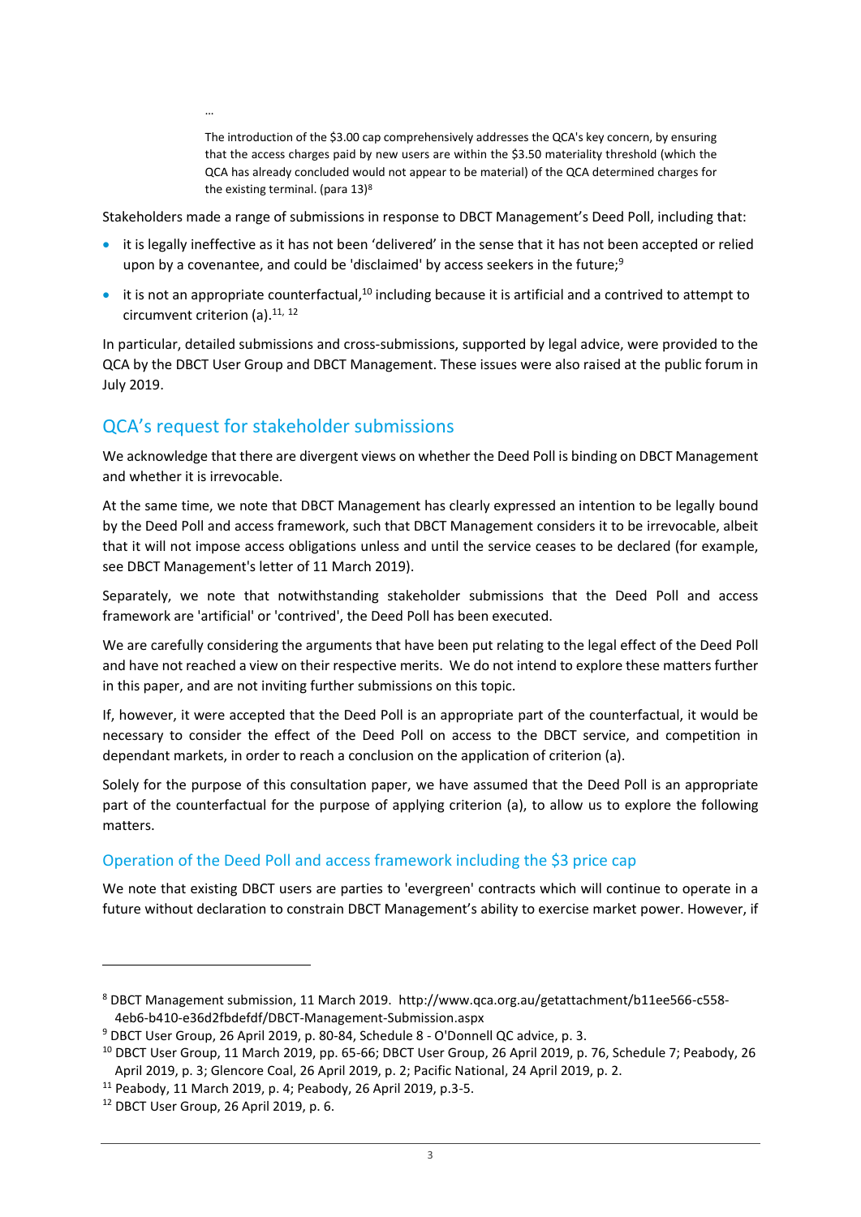…

> The introduction of the $3.00 cap comprehensively addresses the QCA's key concern, by ensuring that the access charges paid by new users are within the $3.50 materiality threshold (which the QCA has already concluded would not appear to be material) of the QCA determined charges for the existing terminal. (para 13)[8]

Stakeholders made a range of submissions in response to DBCT Management's Deed Poll, including that:

- it is legally ineffective as it has not been 'delivered' in the sense that it has not been accepted or relied upon by a covenantee, and could be 'disclaimed' by access seekers in the future;[9]
- it is not an appropriate counterfactual,[10] including because it is artificial and a contrived to attempt to circumvent criterion (a).[11, 12]

In particular, detailed submissions and cross-submissions, supported by legal advice, were provided to the QCA by the DBCT User Group and DBCT Management. These issues were also raised at the public forum in July 2019.

## QCA's request for stakeholder submissions

We acknowledge that there are divergent views on whether the Deed Poll is binding on DBCT Management and whether it is irrevocable.

At the same time, we note that DBCT Management has clearly expressed an intention to be legally bound by the Deed Poll and access framework, such that DBCT Management considers it to be irrevocable, albeit that it will not impose access obligations unless and until the service ceases to be declared (for example, see DBCT Management's letter of 11 March 2019).

Separately, we note that notwithstanding stakeholder submissions that the Deed Poll and access framework are 'artificial' or 'contrived', the Deed Poll has been executed.

We are carefully considering the arguments that have been put relating to the legal effect of the Deed Poll and have not reached a view on their respective merits. We do not intend to explore these matters further in this paper, and are not inviting further submissions on this topic.

If, however, it were accepted that the Deed Poll is an appropriate part of the counterfactual, it would be necessary to consider the effect of the Deed Poll on access to the DBCT service, and competition in dependant markets, in order to reach a conclusion on the application of criterion (a).

Solely for the purpose of this consultation paper, we have assumed that the Deed Poll is an appropriate part of the counterfactual for the purpose of applying criterion (a), to allow us to explore the following matters.

### Operation of the Deed Poll and access framework including the $3 price cap

We note that existing DBCT users are parties to 'evergreen' contracts which will continue to operate in a future without declaration to constrain DBCT Management's ability to exercise market power. However, if

---

[8] DBCT Management submission, 11 March 2019. http://www.qca.org.au/getattachment/b11ee566-c558-4eb6-b410-e36d2fbdefdf/DBCT-Management-Submission.aspx

[9] DBCT User Group, 26 April 2019, p. 80-84, Schedule 8 - O'Donnell QC advice, p. 3.

[10] DBCT User Group, 11 March 2019, pp. 65-66; DBCT User Group, 26 April 2019, p. 76, Schedule 7; Peabody, 26 April 2019, p. 3; Glencore Coal, 26 April 2019, p. 2; Pacific National, 24 April 2019, p. 2.

[11] Peabody, 11 March 2019, p. 4; Peabody, 26 April 2019, p.3-5.

[12] DBCT User Group, 26 April 2019, p. 6.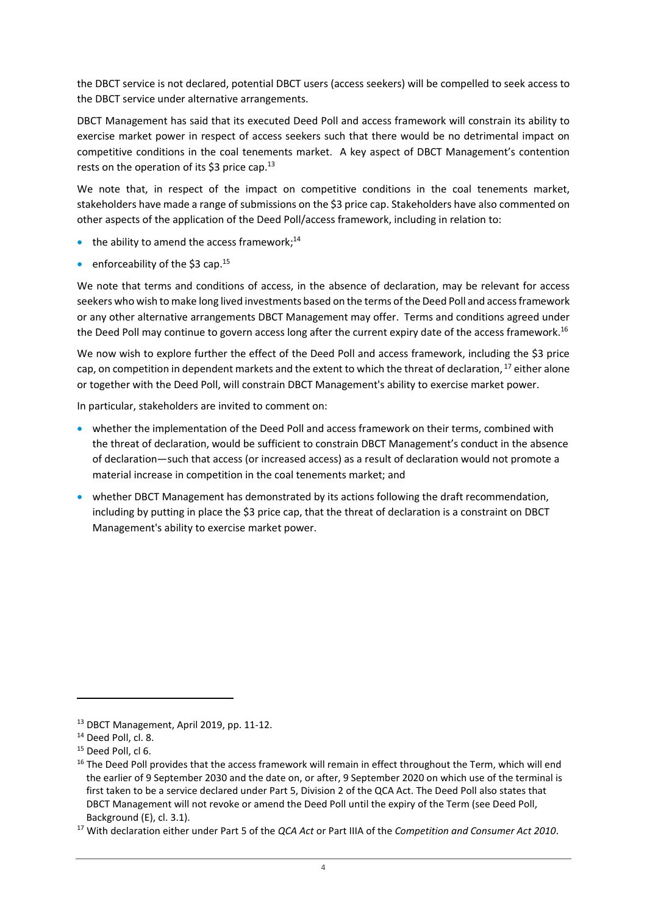the DBCT service is not declared, potential DBCT users (access seekers) will be compelled to seek access to the DBCT service under alternative arrangements.

DBCT Management has said that its executed Deed Poll and access framework will constrain its ability to exercise market power in respect of access seekers such that there would be no detrimental impact on competitive conditions in the coal tenements market. A key aspect of DBCT Management's contention rests on the operation of its $3 price cap.[13]

We note that, in respect of the impact on competitive conditions in the coal tenements market, stakeholders have made a range of submissions on the $3 price cap. Stakeholders have also commented on other aspects of the application of the Deed Poll/access framework, including in relation to:

- the ability to amend the access framework;[14]
- enforceability of the $3 cap.[15]

We note that terms and conditions of access, in the absence of declaration, may be relevant for access seekers who wish to make long lived investments based on the terms of the Deed Poll and access framework or any other alternative arrangements DBCT Management may offer. Terms and conditions agreed under the Deed Poll may continue to govern access long after the current expiry date of the access framework.[16]

We now wish to explore further the effect of the Deed Poll and access framework, including the $3 price cap, on competition in dependent markets and the extent to which the threat of declaration,[17] either alone or together with the Deed Poll, will constrain DBCT Management's ability to exercise market power.

In particular, stakeholders are invited to comment on:

- whether the implementation of the Deed Poll and access framework on their terms, combined with the threat of declaration, would be sufficient to constrain DBCT Management's conduct in the absence of declaration—such that access (or increased access) as a result of declaration would not promote a material increase in competition in the coal tenements market; and
- whether DBCT Management has demonstrated by its actions following the draft recommendation, including by putting in place the $3 price cap, that the threat of declaration is a constraint on DBCT Management's ability to exercise market power.

---

[13] DBCT Management, April 2019, pp. 11-12.

[14] Deed Poll, cl. 8.

[15] Deed Poll, cl 6.

[16] The Deed Poll provides that the access framework will remain in effect throughout the Term, which will end the earlier of 9 September 2030 and the date on, or after, 9 September 2020 on which use of the terminal is first taken to be a service declared under Part 5, Division 2 of the QCA Act. The Deed Poll also states that DBCT Management will not revoke or amend the Deed Poll until the expiry of the Term (see Deed Poll, Background (E), cl. 3.1).

[17] With declaration either under Part 5 of the *QCA Act* or Part IIIA of the *Competition and Consumer Act 2010*.